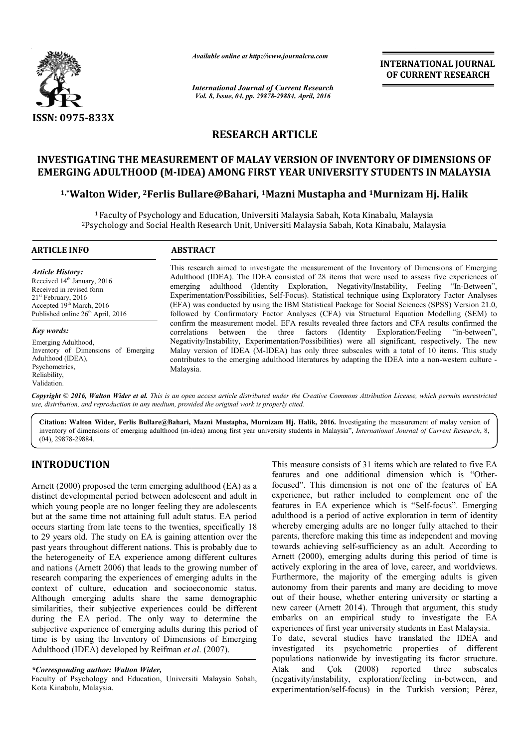*Available online at http://www.journalcra.com*

*International Journal of Current Research*
*Vol. 8, Issue, 04, pp. 29878-29884, April, 2016*

**INTERNATIONAL JOURNAL OF CURRENT RESEARCH**

ISSN: 0975-833X

## RESEARCH ARTICLE

# INVESTIGATING THE MEASUREMENT OF MALAY VERSION OF INVENTORY OF DIMENSIONS OF EMERGING ADULTHOOD (M-IDEA) AMONG FIRST YEAR UNIVERSITY STUDENTS IN MALAYSIA

**[1,*]Walton Wider, [2]Ferlis Bullare@Bahari, [1]Mazni Mustapha and [1]Murnizam Hj. Halik**

[1] Faculty of Psychology and Education, Universiti Malaysia Sabah, Kota Kinabalu, Malaysia
[2] Psychology and Social Health Research Unit, Universiti Malaysia Sabah, Kota Kinabalu, Malaysia

**ARTICLE INFO**

*Article History:*
Received 14th January, 2016
Received in revised form 21st February, 2016
Accepted 19th March, 2016
Published online 26th April, 2016

*Key words:*
Emerging Adulthood,
Inventory of Dimensions of Emerging Adulthood (IDEA),
Psychometrics,
Reliability,
Validation.

**ABSTRACT**

This research aimed to investigate the measurement of the Inventory of Dimensions of Emerging Adulthood (IDEA). The IDEA consisted of 28 items that were used to assess five experiences of emerging adulthood (Identity Exploration, Negativity/Instability, Feeling "In-Between", Experimentation/Possibilities, Self-Focus). Statistical technique using Exploratory Factor Analyses (EFA) was conducted by using the IBM Statistical Package for Social Sciences (SPSS) Version 21.0, followed by Confirmatory Factor Analyses (CFA) via Structural Equation Modelling (SEM) to confirm the measurement model. EFA results revealed three factors and CFA results confirmed the correlations between the three factors (Identity Exploration/Feeling "in-between", Negativity/Instability, Experimentation/Possibilities) were all significant, respectively. The new Malay version of IDEA (M-IDEA) has only three subscales with a total of 10 items. This study contributes to the emerging adulthood literatures by adapting the IDEA into a non-western culture - Malaysia.

*Copyright © 2016, Walton Wider et al. This is an open access article distributed under the Creative Commons Attribution License, which permits unrestricted use, distribution, and reproduction in any medium, provided the original work is properly cited.*

**Citation: Walton Wider, Ferlis Bullare@Bahari, Mazni Mustapha, Murnizam Hj. Halik, 2016.** Investigating the measurement of malay version of inventory of dimensions of emerging adulthood (m-idea) among first year university students in Malaysia", *International Journal of Current Research*, 8, (04), 29878-29884.

## INTRODUCTION

Arnett (2000) proposed the term emerging adulthood (EA) as a distinct developmental period between adolescent and adult in which young people are no longer feeling they are adolescents but at the same time not attaining full adult status. EA period occurs starting from late teens to the twenties, specifically 18 to 29 years old. The study on EA is gaining attention over the past years throughout different nations. This is probably due to the heterogeneity of EA experience among different cultures and nations (Arnett 2006) that leads to the growing number of research comparing the experiences of emerging adults in the context of culture, education and socioeconomic status. Although emerging adults share the same demographic similarities, their subjective experiences could be different during the EA period. The only way to determine the subjective experience of emerging adults during this period of time is by using the Inventory of Dimensions of Emerging Adulthood (IDEA) developed by Reifman *et al*. (2007).

*\*Corresponding author: Walton Wider,*
Faculty of Psychology and Education, Universiti Malaysia Sabah, Kota Kinabalu, Malaysia.

This measure consists of 31 items which are related to five EA features and one additional dimension which is "Other-focused". This dimension is not one of the features of EA experience, but rather included to complement one of the features in EA experience which is "Self-focus". Emerging adulthood is a period of active exploration in term of identity whereby emerging adults are no longer fully attached to their parents, therefore making this time as independent and moving towards achieving self-sufficiency as an adult. According to Arnett (2000), emerging adults during this period of time is actively exploring in the area of love, career, and worldviews. Furthermore, the majority of the emerging adults is given autonomy from their parents and many are deciding to move out of their house, whether entering university or starting a new career (Arnett 2014). Through that argument, this study embarks on an empirical study to investigate the EA experiences of first year university students in East Malaysia.

To date, several studies have translated the IDEA and investigated its psychometric properties of different populations nationwide by investigating its factor structure. Atak and Çok (2008) reported three subscales (negativity/instability, exploration/feeling in-between, and experimentation/self-focus) in the Turkish version; Pérez,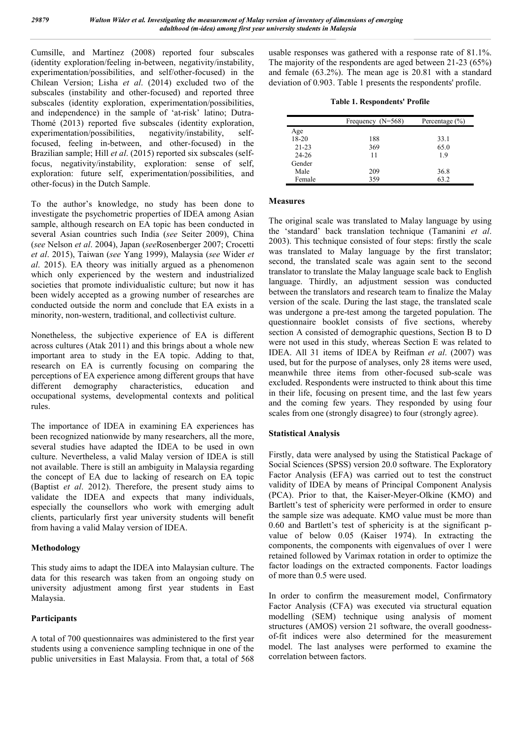Cumsille, and Martínez (2008) reported four subscales (identity exploration/feeling in-between, negativity/instability, experimentation/possibilities, and self/other-focused) in the Chilean Version; Lisha *et al*. (2014) excluded two of the subscales (instability and other-focused) and reported three subscales (identity exploration, experimentation/possibilities, and independence) in the sample of 'at-risk' latino; Dutra-Thomé (2013) reported five subscales (identity exploration, experimentation/possibilities, negativity/instability, self-focused, feeling in-between, and other-focused) in the Brazilian sample; Hill *et al*. (2015) reported six subscales (self-focus, negativity/instability, exploration: sense of self, exploration: future self, experimentation/possibilities, and other-focus) in the Dutch Sample.

To the author's knowledge, no study has been done to investigate the psychometric properties of IDEA among Asian sample, although research on EA topic has been conducted in several Asian countries such India (*see* Seiter 2009), China (*see* Nelson *et al*. 2004), Japan (*see*Rosenberger 2007; Crocetti *et al*. 2015), Taiwan (*see* Yang 1999), Malaysia (*see* Wider *et al*. 2015). EA theory was initially argued as a phenomenon which only experienced by the western and industrialized societies that promote individualistic culture; but now it has been widely accepted as a growing number of researches are conducted outside the norm and conclude that EA exists in a minority, non-western, traditional, and collectivist culture.

Nonetheless, the subjective experience of EA is different across cultures (Atak 2011) and this brings about a whole new important area to study in the EA topic. Adding to that, research on EA is currently focusing on comparing the perceptions of EA experience among different groups that have different demography characteristics, education and occupational systems, developmental contexts and political rules.

The importance of IDEA in examining EA experiences has been recognized nationwide by many researchers, all the more, several studies have adapted the IDEA to be used in own culture. Nevertheless, a valid Malay version of IDEA is still not available. There is still an ambiguity in Malaysia regarding the concept of EA due to lacking of research on EA topic (Baptist *et al*. 2012). Therefore, the present study aims to validate the IDEA and expects that many individuals, especially the counsellors who work with emerging adult clients, particularly first year university students will benefit from having a valid Malay version of IDEA.

## Methodology

This study aims to adapt the IDEA into Malaysian culture. The data for this research was taken from an ongoing study on university adjustment among first year students in East Malaysia.

### Participants

A total of 700 questionnaires was administered to the first year students using a convenience sampling technique in one of the public universities in East Malaysia. From that, a total of 568 usable responses was gathered with a response rate of 81.1%. The majority of the respondents are aged between 21-23 (65%) and female (63.2%). The mean age is 20.81 with a standard deviation of 0.903. Table 1 presents the respondents' profile.

**Table 1. Respondents' Profile**

| | Frequency (N=568) | Percentage (%) |
|---|---|---|
| Age | | |
| 18-20 | 188 | 33.1 |
| 21-23 | 369 | 65.0 |
| 24-26 | 11 | 1.9 |
| Gender | | |
| Male | 209 | 36.8 |
| Female | 359 | 63.2 |

### Measures

The original scale was translated to Malay language by using the 'standard' back translation technique (Tamanini *et al*. 2003). This technique consisted of four steps: firstly the scale was translated to Malay language by the first translator; second, the translated scale was again sent to the second translator to translate the Malay language scale back to English language. Thirdly, an adjustment session was conducted between the translators and research team to finalize the Malay version of the scale. During the last stage, the translated scale was undergone a pre-test among the targeted population. The questionnaire booklet consists of five sections, whereby section A consisted of demographic questions, Section B to D were not used in this study, whereas Section E was related to IDEA. All 31 items of IDEA by Reifman *et al*. (2007) was used, but for the purpose of analyses, only 28 items were used, meanwhile three items from other-focused sub-scale was excluded. Respondents were instructed to think about this time in their life, focusing on present time, and the last few years and the coming few years. They responded by using four scales from one (strongly disagree) to four (strongly agree).

### Statistical Analysis

Firstly, data were analysed by using the Statistical Package of Social Sciences (SPSS) version 20.0 software. The Exploratory Factor Analysis (EFA) was carried out to test the construct validity of IDEA by means of Principal Component Analysis (PCA). Prior to that, the Kaiser-Meyer-Olkine (KMO) and Bartlett's test of sphericity were performed in order to ensure the sample size was adequate. KMO value must be more than 0.60 and Bartlett's test of sphericity is at the significant p-value of below 0.05 (Kaiser 1974). In extracting the components, the components with eigenvalues of over 1 were retained followed by Varimax rotation in order to optimize the factor loadings on the extracted components. Factor loadings of more than 0.5 were used.

In order to confirm the measurement model, Confirmatory Factor Analysis (CFA) was executed via structural equation modelling (SEM) technique using analysis of moment structures (AMOS) version 21 software, the overall goodness-of-fit indices were also determined for the measurement model. The last analyses were performed to examine the correlation between factors.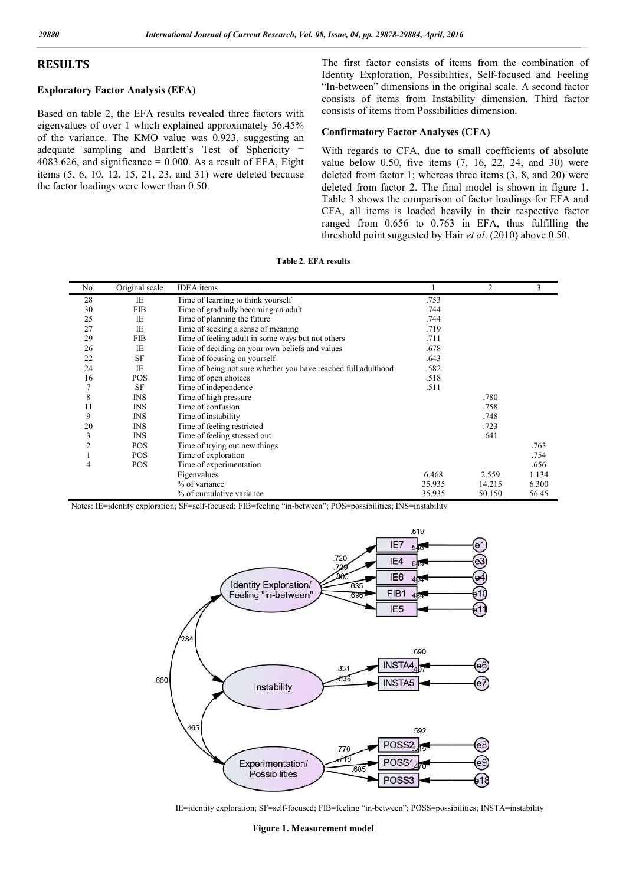## RESULTS

### Exploratory Factor Analysis (EFA)

Based on table 2, the EFA results revealed three factors with eigenvalues of over 1 which explained approximately 56.45% of the variance. The KMO value was 0.923, suggesting an adequate sampling and Bartlett's Test of Sphericity = 4083.626, and significance = 0.000. As a result of EFA, Eight items (5, 6, 10, 12, 15, 21, 23, and 31) were deleted because the factor loadings were lower than 0.50.

The first factor consists of items from the combination of Identity Exploration, Possibilities, Self-focused and Feeling "In-between" dimensions in the original scale. A second factor consists of items from Instability dimension. Third factor consists of items from Possibilities dimension.

### Confirmatory Factor Analyses (CFA)

With regards to CFA, due to small coefficients of absolute value below 0.50, five items (7, 16, 22, 24, and 30) were deleted from factor 1; whereas three items (3, 8, and 20) were deleted from factor 2. The final model is shown in figure 1. Table 3 shows the comparison of factor loadings for EFA and CFA, all items is loaded heavily in their respective factor ranged from 0.656 to 0.763 in EFA, thus fulfilling the threshold point suggested by Hair *et al*. (2010) above 0.50.

**Table 2. EFA results**

| No. | Original scale | IDEA items | 1 | 2 | 3 |
|---|---|---|---|---|---|
| 28 | IE | Time of learning to think yourself | .753 | | |
| 30 | FIB | Time of gradually becoming an adult | .744 | | |
| 25 | IE | Time of planning the future | .744 | | |
| 27 | IE | Time of seeking a sense of meaning | .719 | | |
| 29 | FIB | Time of feeling adult in some ways but not others | .711 | | |
| 26 | IE | Time of deciding on your own beliefs and values | .678 | | |
| 22 | SF | Time of focusing on yourself | .643 | | |
| 24 | IE | Time of being not sure whether you have reached full adulthood | .582 | | |
| 16 | POS | Time of open choices | .518 | | |
| 7 | SF | Time of independence | .511 | | |
| 8 | INS | Time of high pressure | | .780 | |
| 11 | INS | Time of confusion | | .758 | |
| 9 | INS | Time of instability | | .748 | |
| 20 | INS | Time of feeling restricted | | .723 | |
| 3 | INS | Time of feeling stressed out | | .641 | |
| 2 | POS | Time of trying out new things | | | .763 |
| 1 | POS | Time of exploration | | | .754 |
| 4 | POS | Time of experimentation | | | .656 |
| | | Eigenvalues | 6.468 | 2.559 | 1.134 |
| | | % of variance | 35.935 | 14.215 | 6.300 |
| | | % of cumulative variance | 35.935 | 50.150 | 56.45 |

Notes: IE=identity exploration; SF=self-focused; FIB=feeling "in-between"; POS=possibilities; INS=instability

IE=identity exploration; SF=self-focused; FIB=feeling "in-between"; POSS=possibilities; INSTA=instability

**Figure 1. Measurement model**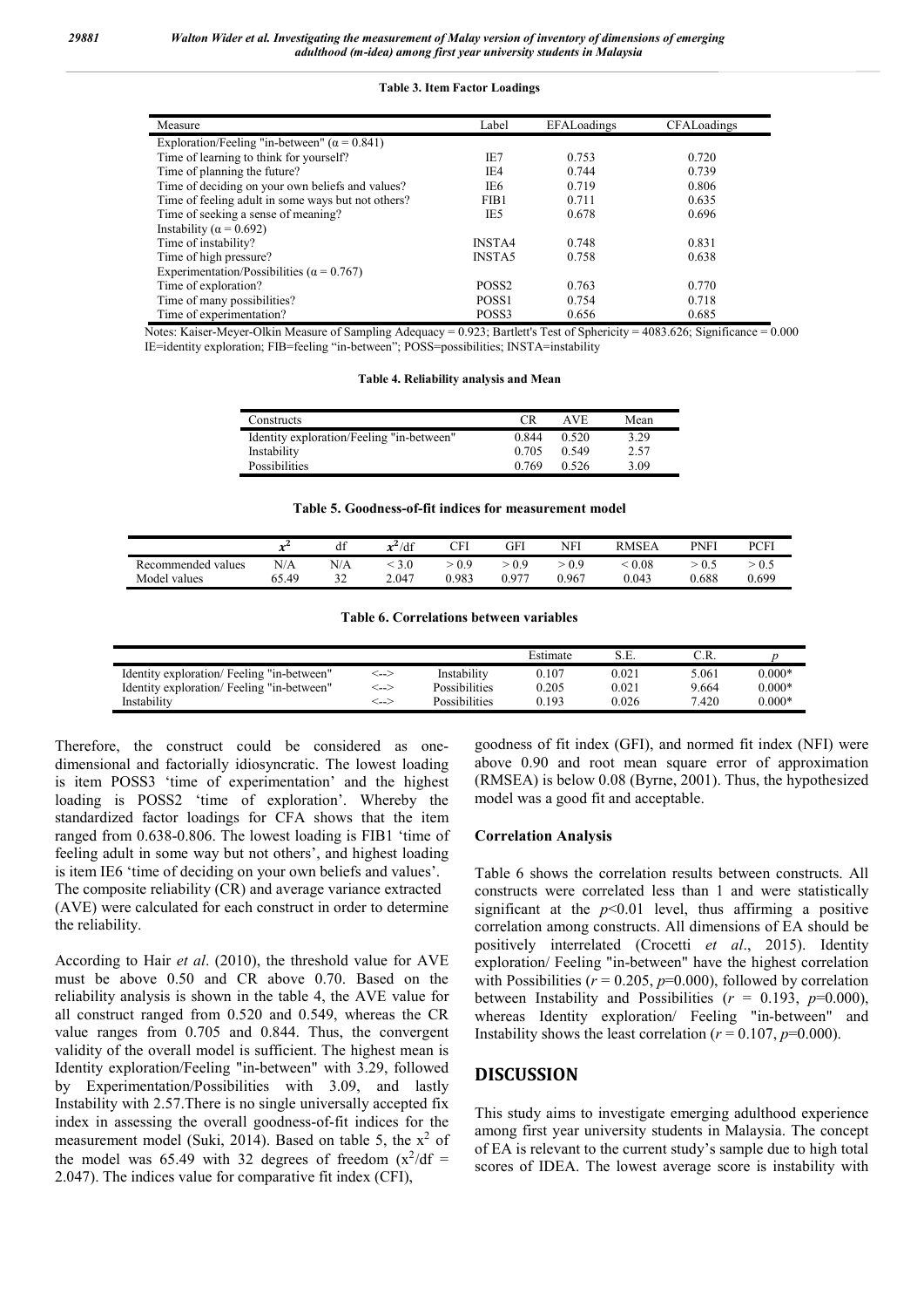**Table 3. Item Factor Loadings**

| Measure | Label | EFALoadings | CFALoadings |
|---|---|---|---|
| Exploration/Feeling "in-between" ($\alpha$ = 0.841) | | | |
| Time of learning to think for yourself? | IE7 | 0.753 | 0.720 |
| Time of planning the future? | IE4 | 0.744 | 0.739 |
| Time of deciding on your own beliefs and values? | IE6 | 0.719 | 0.806 |
| Time of feeling adult in some ways but not others? | FIB1 | 0.711 | 0.635 |
| Time of seeking a sense of meaning? | IE5 | 0.678 | 0.696 |
| Instability ($\alpha$ = 0.692) | | | |
| Time of instability? | INSTA4 | 0.748 | 0.831 |
| Time of high pressure? | INSTA5 | 0.758 | 0.638 |
| Experimentation/Possibilities ($\alpha$ = 0.767) | | | |
| Time of exploration? | POSS2 | 0.763 | 0.770 |
| Time of many possibilities? | POSS1 | 0.754 | 0.718 |
| Time of experimentation? | POSS3 | 0.656 | 0.685 |

Notes: Kaiser-Meyer-Olkin Measure of Sampling Adequacy = 0.923; Bartlett's Test of Sphericity = 4083.626; Significance = 0.000
IE=identity exploration; FIB=feeling "in-between"; POSS=possibilities; INSTA=instability

**Table 4. Reliability analysis and Mean**

| Constructs | CR | AVE | Mean |
|---|---|---|---|
| Identity exploration/Feeling "in-between" | 0.844 | 0.520 | 3.29 |
| Instability | 0.705 | 0.549 | 2.57 |
| Possibilities | 0.769 | 0.526 | 3.09 |

**Table 5. Goodness-of-fit indices for measurement model**

| | $x^2$ | df | $x^2$/df | CFI | GFI | NFI | RMSEA | PNFI | PCFI |
|---|---|---|---|---|---|---|---|---|---|
| Recommended values | N/A | N/A | < 3.0 | > 0.9 | > 0.9 | > 0.9 | < 0.08 | > 0.5 | > 0.5 |
| Model values | 65.49 | 32 | 2.047 | 0.983 | 0.977 | 0.967 | 0.043 | 0.688 | 0.699 |

**Table 6. Correlations between variables**

| | | | Estimate | S.E. | C.R. | *p* |
|---|---|---|---|---|---|---|
| Identity exploration/ Feeling "in-between" | <--> | Instability | 0.107 | 0.021 | 5.061 | 0.000* |
| Identity exploration/ Feeling "in-between" | <--> | Possibilities | 0.205 | 0.021 | 9.664 | 0.000* |
| Instability | <--> | Possibilities | 0.193 | 0.026 | 7.420 | 0.000* |

Therefore, the construct could be considered as one-dimensional and factorially idiosyncratic. The lowest loading is item POSS3 'time of experimentation' and the highest loading is POSS2 'time of exploration'. Whereby the standardized factor loadings for CFA shows that the item ranged from 0.638-0.806. The lowest loading is FIB1 'time of feeling adult in some way but not others', and highest loading is item IE6 'time of deciding on your own beliefs and values'. The composite reliability (CR) and average variance extracted (AVE) were calculated for each construct in order to determine the reliability.

According to Hair *et al*. (2010), the threshold value for AVE must be above 0.50 and CR above 0.70. Based on the reliability analysis is shown in the table 4, the AVE value for all construct ranged from 0.520 and 0.549, whereas the CR value ranges from 0.705 and 0.844. Thus, the convergent validity of the overall model is sufficient. The highest mean is Identity exploration/Feeling "in-between" with 3.29, followed by Experimentation/Possibilities with 3.09, and lastly Instability with 2.57.There is no single universally accepted fix index in assessing the overall goodness-of-fit indices for the measurement model (Suki, 2014). Based on table 5, the $x^2$ of the model was 65.49 with 32 degrees of freedom ($x^2$/df = 2.047). The indices value for comparative fit index (CFI), goodness of fit index (GFI), and normed fit index (NFI) were above 0.90 and root mean square error of approximation (RMSEA) is below 0.08 (Byrne, 2001). Thus, the hypothesized model was a good fit and acceptable.

### Correlation Analysis

Table 6 shows the correlation results between constructs. All constructs were correlated less than 1 and were statistically significant at the $p$<0.01 level, thus affirming a positive correlation among constructs. All dimensions of EA should be positively interrelated (Crocetti *et al*., 2015). Identity exploration/ Feeling "in-between" have the highest correlation with Possibilities ($r$ = 0.205, $p$=0.000), followed by correlation between Instability and Possibilities ($r$ = 0.193, $p$=0.000), whereas Identity exploration/ Feeling "in-between" and Instability shows the least correlation ($r$ = 0.107, $p$=0.000).

## DISCUSSION

This study aims to investigate emerging adulthood experience among first year university students in Malaysia. The concept of EA is relevant to the current study's sample due to high total scores of IDEA. The lowest average score is instability with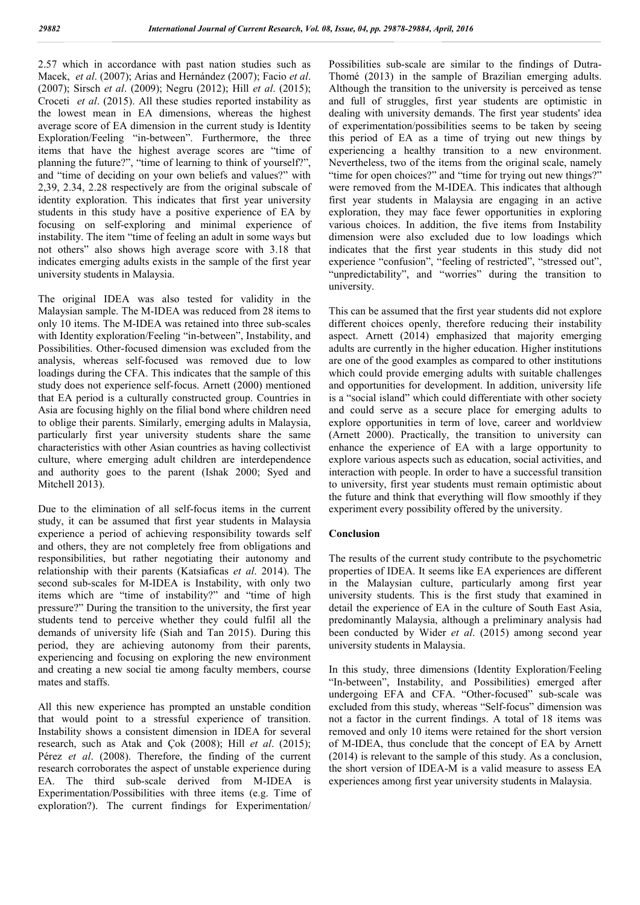2.57 which in accordance with past nation studies such as Macek, *et al*. (2007); Arias and Hernández (2007); Facio *et al*. (2007); Sirsch *et al*. (2009); Negru (2012); Hill *et al*. (2015); Croceti *et al*. (2015). All these studies reported instability as the lowest mean in EA dimensions, whereas the highest average score of EA dimension in the current study is Identity Exploration/Feeling "in-between". Furthermore, the three items that have the highest average scores are "time of planning the future?", "time of learning to think of yourself?", and "time of deciding on your own beliefs and values?" with 2,39, 2.34, 2.28 respectively are from the original subscale of identity exploration. This indicates that first year university students in this study have a positive experience of EA by focusing on self-exploring and minimal experience of instability. The item "time of feeling an adult in some ways but not others" also shows high average score with 3.18 that indicates emerging adults exists in the sample of the first year university students in Malaysia.

The original IDEA was also tested for validity in the Malaysian sample. The M-IDEA was reduced from 28 items to only 10 items. The M-IDEA was retained into three sub-scales with Identity exploration/Feeling "in-between", Instability, and Possibilities. Other-focused dimension was excluded from the analysis, whereas self-focused was removed due to low loadings during the CFA. This indicates that the sample of this study does not experience self-focus. Arnett (2000) mentioned that EA period is a culturally constructed group. Countries in Asia are focusing highly on the filial bond where children need to oblige their parents. Similarly, emerging adults in Malaysia, particularly first year university students share the same characteristics with other Asian countries as having collectivist culture, where emerging adult children are interdependence and authority goes to the parent (Ishak 2000; Syed and Mitchell 2013).

Due to the elimination of all self-focus items in the current study, it can be assumed that first year students in Malaysia experience a period of achieving responsibility towards self and others, they are not completely free from obligations and responsibilities, but rather negotiating their autonomy and relationship with their parents (Katsiaficas *et al*. 2014). The second sub-scales for M-IDEA is Instability, with only two items which are "time of instability?" and "time of high pressure?" During the transition to the university, the first year students tend to perceive whether they could fulfil all the demands of university life (Siah and Tan 2015). During this period, they are achieving autonomy from their parents, experiencing and focusing on exploring the new environment and creating a new social tie among faculty members, course mates and staffs.

All this new experience has prompted an unstable condition that would point to a stressful experience of transition. Instability shows a consistent dimension in IDEA for several research, such as Atak and Çok (2008); Hill *et al*. (2015); Pérez *et al*. (2008). Therefore, the finding of the current research corroborates the aspect of unstable experience during EA. The third sub-scale derived from M-IDEA is Experimentation/Possibilities with three items (e.g. Time of exploration?). The current findings for Experimentation/ Possibilities sub-scale are similar to the findings of Dutra-Thomé (2013) in the sample of Brazilian emerging adults. Although the transition to the university is perceived as tense and full of struggles, first year students are optimistic in dealing with university demands. The first year students' idea of experimentation/possibilities seems to be taken by seeing this period of EA as a time of trying out new things by experiencing a healthy transition to a new environment. Nevertheless, two of the items from the original scale, namely "time for open choices?" and "time for trying out new things?" were removed from the M-IDEA. This indicates that although first year students in Malaysia are engaging in an active exploration, they may face fewer opportunities in exploring various choices. In addition, the five items from Instability dimension were also excluded due to low loadings which indicates that the first year students in this study did not experience "confusion", "feeling of restricted", "stressed out", "unpredictability", and "worries" during the transition to university.

This can be assumed that the first year students did not explore different choices openly, therefore reducing their instability aspect. Arnett (2014) emphasized that majority emerging adults are currently in the higher education. Higher institutions are one of the good examples as compared to other institutions which could provide emerging adults with suitable challenges and opportunities for development. In addition, university life is a "social island" which could differentiate with other society and could serve as a secure place for emerging adults to explore opportunities in term of love, career and worldview (Arnett 2000). Practically, the transition to university can enhance the experience of EA with a large opportunity to explore various aspects such as education, social activities, and interaction with people. In order to have a successful transition to university, first year students must remain optimistic about the future and think that everything will flow smoothly if they experiment every possibility offered by the university.

## Conclusion

The results of the current study contribute to the psychometric properties of IDEA. It seems like EA experiences are different in the Malaysian culture, particularly among first year university students. This is the first study that examined in detail the experience of EA in the culture of South East Asia, predominantly Malaysia, although a preliminary analysis had been conducted by Wider *et al*. (2015) among second year university students in Malaysia.

In this study, three dimensions (Identity Exploration/Feeling "In-between", Instability, and Possibilities) emerged after undergoing EFA and CFA. "Other-focused" sub-scale was excluded from this study, whereas "Self-focus" dimension was not a factor in the current findings. A total of 18 items was removed and only 10 items were retained for the short version of M-IDEA, thus conclude that the concept of EA by Arnett (2014) is relevant to the sample of this study. As a conclusion, the short version of IDEA-M is a valid measure to assess EA experiences among first year university students in Malaysia.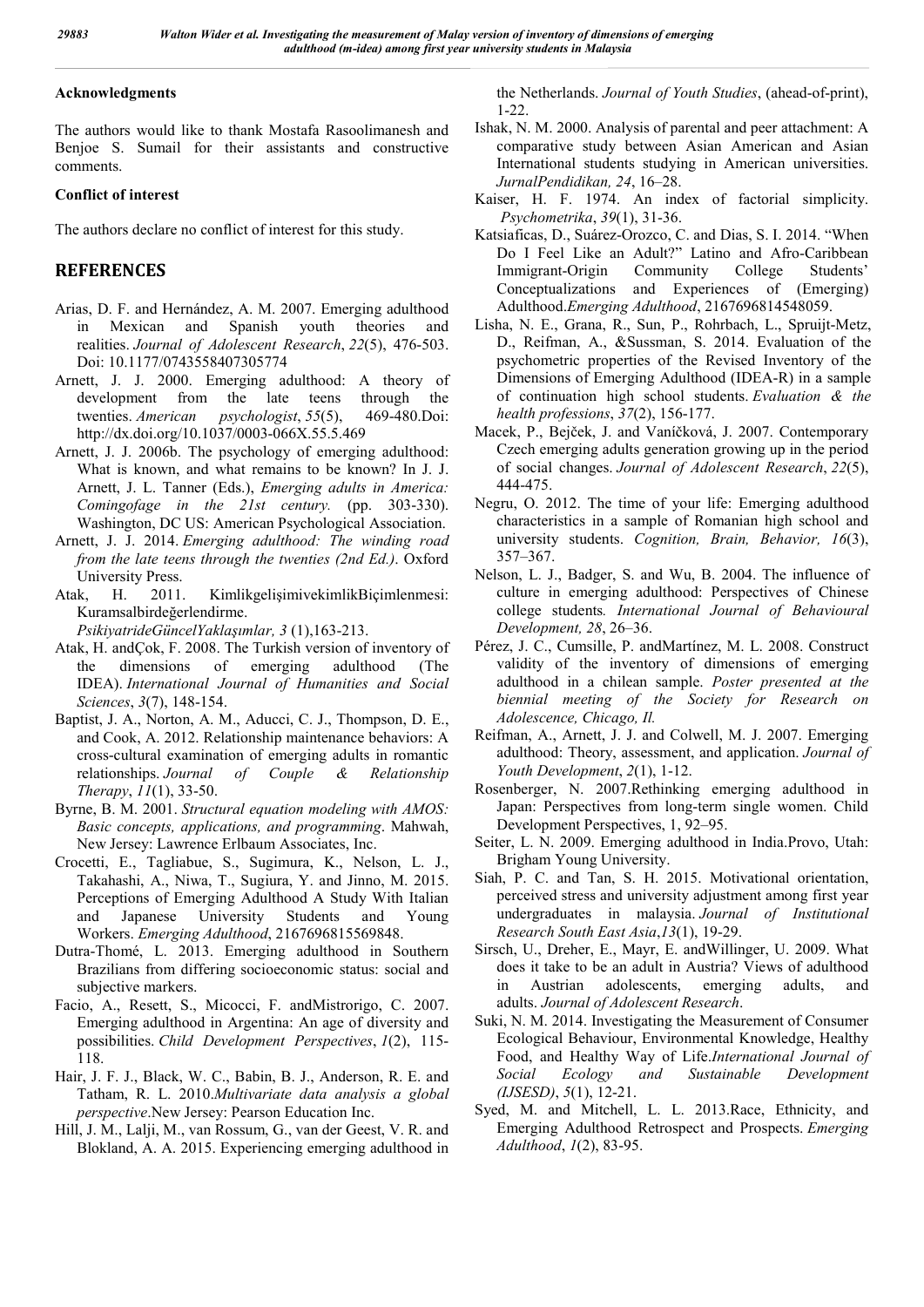### Acknowledgments

The authors would like to thank Mostafa Rasoolimanesh and Benjoe S. Sumail for their assistants and constructive comments.

### Conflict of interest

The authors declare no conflict of interest for this study.

## REFERENCES

- Arias, D. F. and Hernández, A. M. 2007. Emerging adulthood in Mexican and Spanish youth theories and realities. *Journal of Adolescent Research*, *22*(5), 476-503. Doi: 10.1177/0743558407305774
- Arnett, J. J. 2000. Emerging adulthood: A theory of development from the late teens through the twenties. *American psychologist*, *55*(5), 469-480.Doi: http://dx.doi.org/10.1037/0003-066X.55.5.469
- Arnett, J. J. 2006b. The psychology of emerging adulthood: What is known, and what remains to be known? In J. J. Arnett, J. L. Tanner (Eds.), *Emerging adults in America: Comingofage in the 21st century.* (pp. 303-330). Washington, DC US: American Psychological Association.
- Arnett, J. J. 2014. *Emerging adulthood: The winding road from the late teens through the twenties (2nd Ed.)*. Oxford University Press.
- Atak, H. 2011. KimlikgelişimivekimlikBiçimlenmesi: Kuramsalbirdeğerlendirme. *PsikiyatrideGüncelYaklaşımlar, 3* (1),163-213.
- Atak, H. andÇok, F. 2008. The Turkish version of inventory of the dimensions of emerging adulthood (The IDEA). *International Journal of Humanities and Social Sciences*, *3*(7), 148-154.
- Baptist, J. A., Norton, A. M., Aducci, C. J., Thompson, D. E., and Cook, A. 2012. Relationship maintenance behaviors: A cross-cultural examination of emerging adults in romantic relationships. *Journal of Couple & Relationship Therapy*, *11*(1), 33-50.
- Byrne, B. M. 2001. *Structural equation modeling with AMOS: Basic concepts, applications, and programming*. Mahwah, New Jersey: Lawrence Erlbaum Associates, Inc.
- Crocetti, E., Tagliabue, S., Sugimura, K., Nelson, L. J., Takahashi, A., Niwa, T., Sugiura, Y. and Jinno, M. 2015. Perceptions of Emerging Adulthood A Study With Italian and Japanese University Students and Young Workers. *Emerging Adulthood*, 2167696815569848.
- Dutra-Thomé, L. 2013. Emerging adulthood in Southern Brazilians from differing socioeconomic status: social and subjective markers.
- Facio, A., Resett, S., Micocci, F. andMistrorigo, C. 2007. Emerging adulthood in Argentina: An age of diversity and possibilities. *Child Development Perspectives*, *1*(2), 115-118.
- Hair, J. F. J., Black, W. C., Babin, B. J., Anderson, R. E. and Tatham, R. L. 2010.*Multivariate data analysis a global perspective*.New Jersey: Pearson Education Inc.
- Hill, J. M., Lalji, M., van Rossum, G., van der Geest, V. R. and Blokland, A. A. 2015. Experiencing emerging adulthood in the Netherlands. *Journal of Youth Studies*, (ahead-of-print), 1-22.
- Ishak, N. M. 2000. Analysis of parental and peer attachment: A comparative study between Asian American and Asian International students studying in American universities. *JurnalPendidikan, 24*, 16–28.
- Kaiser, H. F. 1974. An index of factorial simplicity. *Psychometrika*, *39*(1), 31-36.
- Katsiaficas, D., Suárez-Orozco, C. and Dias, S. I. 2014. "When Do I Feel Like an Adult?" Latino and Afro-Caribbean Immigrant-Origin Community College Students' Conceptualizations and Experiences of (Emerging) Adulthood.*Emerging Adulthood*, 2167696814548059.
- Lisha, N. E., Grana, R., Sun, P., Rohrbach, L., Spruijt-Metz, D., Reifman, A., &Sussman, S. 2014. Evaluation of the psychometric properties of the Revised Inventory of the Dimensions of Emerging Adulthood (IDEA-R) in a sample of continuation high school students. *Evaluation & the health professions*, *37*(2), 156-177.
- Macek, P., Bejček, J. and Vaníčková, J. 2007. Contemporary Czech emerging adults generation growing up in the period of social changes. *Journal of Adolescent Research*, *22*(5), 444-475.
- Negru, O. 2012. The time of your life: Emerging adulthood characteristics in a sample of Romanian high school and university students. *Cognition, Brain, Behavior, 16*(3), 357–367.
- Nelson, L. J., Badger, S. and Wu, B. 2004. The influence of culture in emerging adulthood: Perspectives of Chinese college students*. International Journal of Behavioural Development, 28*, 26–36.
- Pérez, J. C., Cumsille, P. andMartínez, M. L. 2008. Construct validity of the inventory of dimensions of emerging adulthood in a chilean sample. *Poster presented at the biennial meeting of the Society for Research on Adolescence, Chicago, Il.*
- Reifman, A., Arnett, J. J. and Colwell, M. J. 2007. Emerging adulthood: Theory, assessment, and application. *Journal of Youth Development*, *2*(1), 1-12.
- Rosenberger, N. 2007.Rethinking emerging adulthood in Japan: Perspectives from long-term single women. Child Development Perspectives, 1, 92–95.
- Seiter, L. N. 2009. Emerging adulthood in India.Provo, Utah: Brigham Young University.
- Siah, P. C. and Tan, S. H. 2015. Motivational orientation, perceived stress and university adjustment among first year undergraduates in malaysia. *Journal of Institutional Research South East Asia*,*13*(1), 19-29.
- Sirsch, U., Dreher, E., Mayr, E. andWillinger, U. 2009. What does it take to be an adult in Austria? Views of adulthood in Austrian adolescents, emerging adults, and adults. *Journal of Adolescent Research*.
- Suki, N. M. 2014. Investigating the Measurement of Consumer Ecological Behaviour, Environmental Knowledge, Healthy Food, and Healthy Way of Life.*International Journal of Social Ecology and Sustainable Development (IJSESD)*, *5*(1), 12-21.
- Syed, M. and Mitchell, L. L. 2013.Race, Ethnicity, and Emerging Adulthood Retrospect and Prospects. *Emerging Adulthood*, *1*(2), 83-95.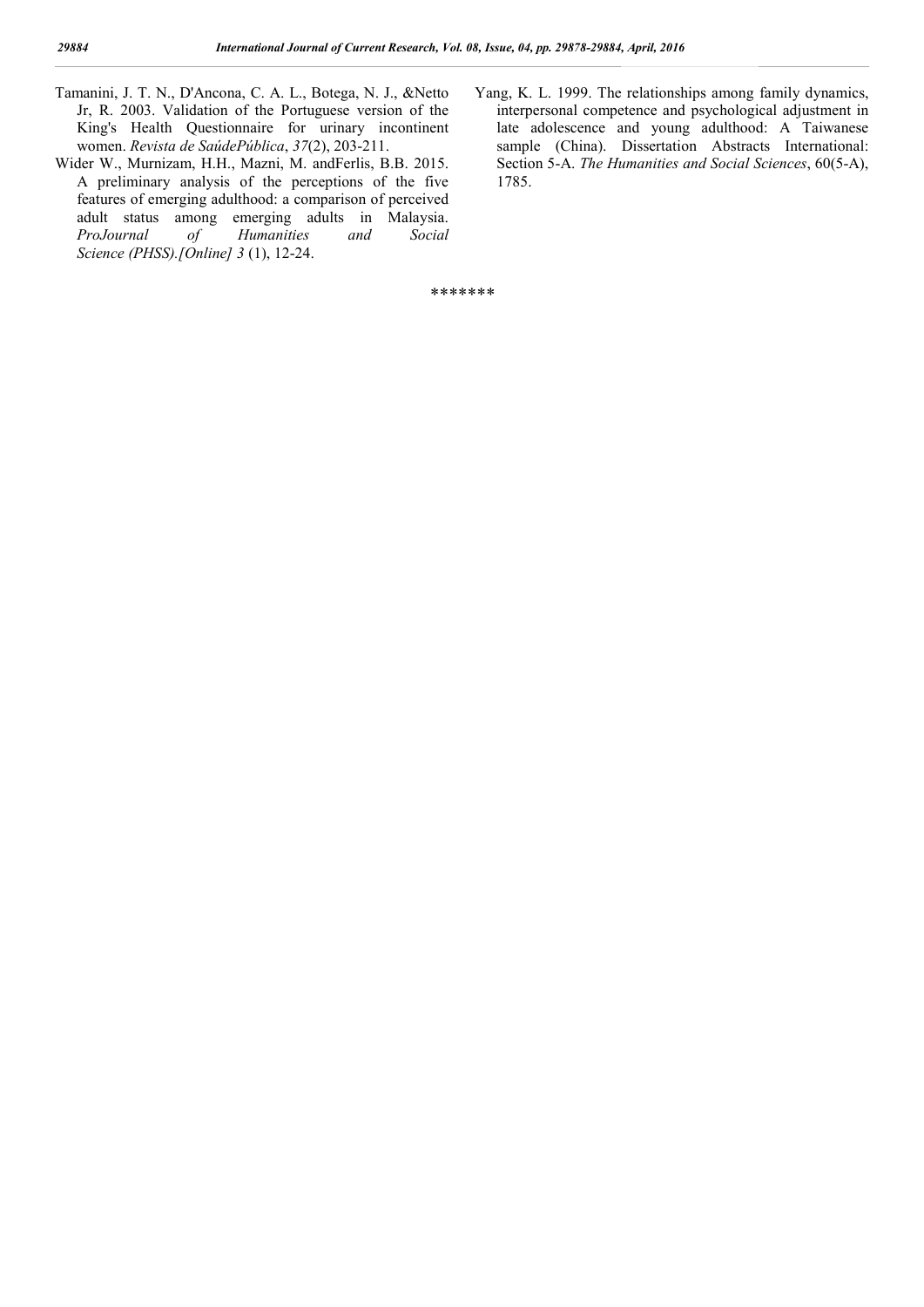Tamanini, J. T. N., D'Ancona, C. A. L., Botega, N. J., &Netto Jr, R. 2003. Validation of the Portuguese version of the King's Health Questionnaire for urinary incontinent women. *Revista de SaúdePública*, *37*(2), 203-211.

Wider W., Murnizam, H.H., Mazni, M. andFerlis, B.B. 2015. A preliminary analysis of the perceptions of the five features of emerging adulthood: a comparison of perceived adult status among emerging adults in Malaysia. *ProJournal of Humanities and Social Science (PHSS).[Online] 3* (1), 12-24.

Yang, K. L. 1999. The relationships among family dynamics, interpersonal competence and psychological adjustment in late adolescence and young adulthood: A Taiwanese sample (China). Dissertation Abstracts International: Section 5-A. *The Humanities and Social Sciences*, 60(5-A), 1785.

*******